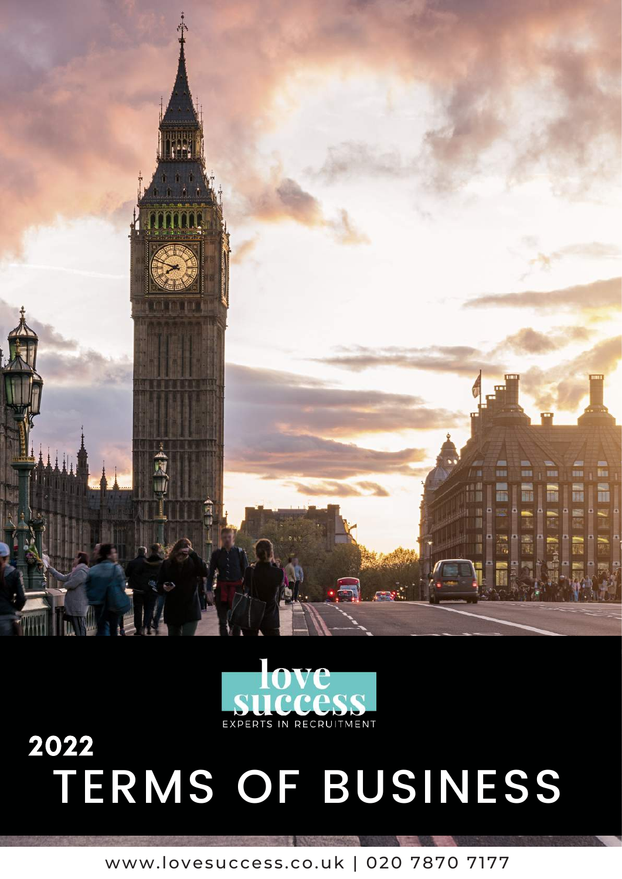love success

EXPERTS IN RECRUITMENT

# 2022 TERMS OF BUSINESS

www.lovesuccess.co.uk | 020 7870 7177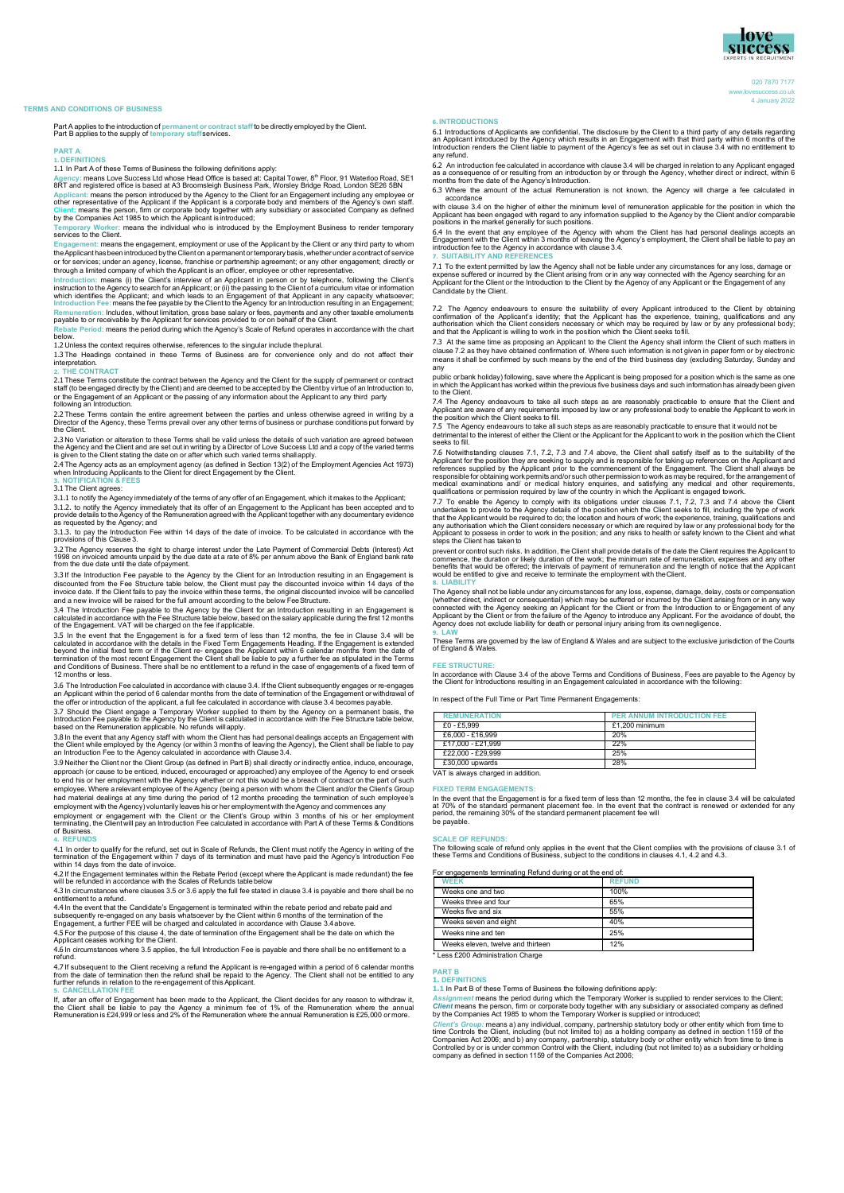# TERMS AND CONDITIONS OF BUSINESS

Part A applies to the introduction of **permanent or contract staff** to be directly employed by the Client. Part B applies to the supply of **temporary staff** services.

## PART A:

### 1. DEFINITIONS

1.1 In Part A of these Terms of Business the following definitions apply:

**Agency:** means Love Success Ltd whose Head Office is based at: Capital Tower, 8th Floor, 91 Waterloo Road, SE1 8RT and registered office is based at A3 Broomsleigh Business Park, Worsley Bridge Road, London SE26 5BN

**Applicant:** means the person introduced by the Agency to the Client for an Engagement including any employee or other representative of the Applicant if the Applicant is a corporate body and members of the Agency's own staff.

**Client:** means the person, firm or corporate body together with any subsidiary or associated Company as defined by the Companies Act 1985 to which the Applicant is introduced;

**Temporary Worker:** means the individual who is introduced by the Employment Business to render temporary services to the Client.

**Engagement:** means the engagement, employment or use of the Applicant by the Client or any third party to whom the Applicant has been introduced by the Client on a permanent or temporary basis, whether under a contract of service or for services; under an agency, license, franchise or partnership agreement; or any other engagement; directly or through a limited company of which the Applicant is an officer, employee or other representative.

**Introduction:** means (i) the Client's interview of an Applicant in person or by telephone, following the Client's instruction to the Agency to search for an Applicant; or (ii) the passing to the Client of a curriculum vitae or information which identifies the Applicant; and which leads to an Engagement of that Applicant in any capacity whatsoever;

**Introduction Fee:** means the fee payable by the Client to the Agency for an Introduction resulting in an Engagement;

**Remuneration:** Includes, without limitation, gross base salary or fees, payments and any other taxable emoluments payable to or receivable by the Applicant for services provided to or on behalf of the Client.

**Rebate Period:** means the period during which the Agency's Scale of Refund operates in accordance with the chart below.

1.2 Unless the context requires otherwise, references to the singular include the plural.

1.3 The Headings contained in these Terms of Business are for convenience only and do not affect their interpretation.

### 2. THE CONTRACT

2.1 These Terms constitute the contract between the Agency and the Client for the supply of permanent or contract staff (to be engaged directly by the Client) and are deemed to be accepted by the Client by virtue of an Introduction to, or the Engagement of an Applicant or the passing of any information about the Applicant to any third party following an Introduction.

2.2 These Terms contain the entire agreement between the parties and unless otherwise agreed in writing by a Director of the Agency, these Terms prevail over any other terms of business or purchase conditions put forward by the Client.

2.3 No Variation or alteration to these Terms shall be valid unless the details of such variation are agreed between the Agency and the Client and are set out in writing by a Director of Love Success Ltd and a copy of the varied terms is given to the Client stating the date on or after which such varied terms shall apply.

2.4 The Agency acts as an employment agency (as defined in Section 13(2) of the Employment Agencies Act 1973) when Introducing Applicants to the Client for direct Engagement by the Client.

### 3. NOTIFICATION & FEES

3.1 The Client agrees:

3.1.1 to notify the Agency immediately of the terms of any offer of an Engagement, which it makes to the Applicant;

3.1.2. to notify the Agency immediately that its offer of an Engagement to the Applicant has been accepted and to provide details to the Agency of the Remuneration agreed with the Applicant together with any documentary evidence as requested by the Agency; and

3.1.3. to pay the Introduction Fee within 14 days of the date of invoice. To be calculated in accordance with the provisions of this Clause 3.

3.2 The Agency reserves the right to charge interest under the Late Payment of Commercial Debts (Interest) Act 1998 on invoiced amounts unpaid by the due date at a rate of 8% per annum above the Bank of England bank rate from the due date until the date of payment.

3.3 If the Introduction Fee payable to the Agency by the Client for an Introduction resulting in an Engagement is discounted from the Fee Structure table below, the Client must pay the discounted invoice within 14 days of the invoice date. If the Client fails to pay the invoice within these terms, the original discounted invoice will be cancelled and a new invoice will be raised for the full amount according to the below Fee Structure.

3.4 The Introduction Fee payable to the Agency by the Client for an Introduction resulting in an Engagement is calculated in accordance with the Fee Structure table below, based on the salary applicable during the first 12 months of the Engagement. VAT will be charged on the fee if applicable.

3.5 In the event that the Engagement is for a fixed term of less than 12 months, the fee in Clause 3.4 will be calculated in accordance with the details in the Fixed Term Engagements Heading. If the Engagement is extended beyond the initial fixed term or if the Client re- engages the Applicant within 6 calendar months from the date of termination of the most recent Engagement the Client shall be liable to pay a further fee as stipulated in the Terms and Conditions of Business. There shall be no entitlement to a refund in the case of engagements of a fixed term of 12 months or less.

3.6 The Introduction Fee calculated in accordance with clause 3.4. If the Client subsequently engages or re-engages an Applicant within the period of 6 calendar months from the date of termination of the Engagement or withdrawal of the offer or introduction of the applicant, a full fee calculated in accordance with clause 3.4 becomes payable.

3.7 Should the Client engage a Temporary Worker supplied to them by the Agency on a permanent basis, the Introduction Fee payable to the Agency by the Client is calculated in accordance with the Fee Structure table below, based on the Remuneration applicable. No refunds will apply.

3.8 In the event that any Agency staff with whom the Client has had personal dealings accepts an Engagement with the Client while employed by the Agency (or within 3 months of leaving the Agency), the Client shall be liable to pay an Introduction Fee to the Agency calculated in accordance with Clause 3.4.

3.9 Neither the Client nor the Client Group (as defined in Part B) shall directly or indirectly entice, induce, encourage, approach (or cause to be enticed, induced, encouraged or approached) any employee of the Agency to end or seek to end his or her employment with the Agency whether or not this would be a breach of contract on the part of such employee. Where a relevant employee of the Agency (being a person with whom the Client and/or the Client's Group had material dealings at any time during the period of 12 months preceding the termination of such employee's employment with the Agency) voluntarily leaves his or her employment with the Agency and commences any employment or engagement with the Client or the Client's Group within 3 months of his or her employment terminating, the Client will pay an Introduction Fee calculated in accordance with Part A of these Terms & Conditions of Business.

### 4. REFUNDS

4.1 In order to qualify for the refund, set out in Scale of Refunds, the Client must notify the Agency in writing of the termination of the Engagement within 7 days of its termination and must have paid the Agency's Introduction Fee within 14 days from the date of invoice.

4.2 If the Engagement terminates within the Rebate Period (except where the Applicant is made redundant) the fee will be refunded in accordance with the Scales of Refunds table below

4.3 In circumstances where clauses 3.5 or 3.6 apply the full fee stated in clause 3.4 is payable and there shall be no entitlement to a refund.

4.4 In the event that the Candidate's Engagement is terminated within the rebate period and rebate paid and subsequently re-engaged on any basis whatsoever by the Client within 6 months of the termination of the Engagement, a further FEE will be charged and calculated in accordance with Clause 3.4 above.

4.5 For the purpose of this clause 4, the date of termination of the Engagement shall be the date on which the Applicant ceases working for the Client.

4.6 In circumstances where 3.5 applies, the full Introduction Fee is payable and there shall be no entitlement to a refund.

4.7 If subsequent to the Client receiving a refund the Applicant is re-engaged within a period of 6 calendar months from the date of termination then the refund shall be repaid to the Agency. The Client shall not be entitled to any further refunds in relation to the re-engagement of this Applicant.

### 5. CANCELLATION FEE

If, after an offer of Engagement has been made to the Applicant, the Client decides for any reason to withdraw it, the Client shall be liable to pay the Agency a minimum fee of 1% of the Remuneration where the annual Remuneration is £24,999 or less and 2% of the Remuneration where the annual Remuneration is £25,000 or more.

### 6. INTRODUCTIONS

6.1 Introductions of Applicants are confidential. The disclosure by the Client to a third party of any details regarding an Applicant introduced by the Agency which results in an Engagement with that third party within 6 months of the Introduction renders the Client liable to payment of the Agency's fee as set out in clause 3.4 with no entitlement to any refund.

6.2 An introduction fee calculated in accordance with clause 3.4 will be charged in relation to any Applicant engaged as a consequence of or resulting from an introduction by or through the Agency, whether direct or indirect, within 6 months from the date of the Agency's Introduction.

6.3 Where the amount of the actual Remuneration is not known, the Agency will charge a fee calculated in accordance with clause 3.4 on the higher of either the minimum level of remuneration applicable for the position in which the Applicant has been engaged with regard to any information supplied to the Agency by the Client and/or comparable positions in the market generally for such positions.

6.4 In the event that any employee of the Agency with whom the Client has had personal dealings accepts an Engagement with the Client within 3 months of leaving the Agency's employment, the Client shall be liable to pay an introduction fee to the Agency in accordance with clause 3.4.

### 7. SUITABILITY AND REFERENCES

7.1 To the extent permitted by law the Agency shall not be liable under any circumstances for any loss, damage or expense suffered or incurred by the Client arising from or in any way connected with the Agency searching for an Applicant for the Client or the Introduction to the Client by the Agency of any Applicant or the Engagement of any Candidate by the Client.

7.2 The Agency endeavours to ensure the suitability of every Applicant introduced to the Client by obtaining confirmation of the Applicant's identity; that the Applicant has the experience, training, qualifications and any authorisation which the Client considers necessary or which may be required by law or by any professional body; and that the Applicant is willing to work in the position which the Client seeks to fill.

7.3 At the same time as proposing an Applicant to the Client the Agency shall inform the Client of such matters in clause 7.2 as they have obtained confirmation of. Where such information is not given in paper form or by electronic means it shall be confirmed by such means by the end of the third business day (excluding Saturday, Sunday and any public or bank holiday) following, save where the Applicant is being proposed for a position which is the same as one in which the Applicant has worked within the previous five business days and such information has already been given to the Client.

7.4 The Agency endeavours to take all such steps as are reasonably practicable to ensure that the Client and Applicant are aware of any requirements imposed by law or any professional body to enable the Applicant to work in the position which the Client seeks to fill.

7.5 The Agency endeavours to take all such steps as are reasonably practicable to ensure that it would not be detrimental to the interest of either the Client or the Applicant for the Applicant to work in the position which the Client seeks to fill.

7.6 Notwithstanding clauses 7.1, 7.2, 7.3 and 7.4 above, the Client shall satisfy itself as to the suitability of the Applicant for the position they are seeking to supply and is responsible for taking up references on the Applicant and references supplied by the Applicant prior to the commencement of the Engagement. The Client shall always be responsible for obtaining work permits and/or such other permission to work as may be required, for the arrangement of medical examinations and/ or medical history enquiries, and satisfying any medical and other requirements, qualifications or permission required by law of the country in which the Applicant is engaged to work.

7.7 To enable the Agency to comply with its obligations under clauses 7.1, 7.2, 7.3 and 7.4 above the Client undertakes to provide to the Agency details of the position which the Client seeks to fill, including the type of work that the Applicant would be required to do; the location and hours of work; the experience, training, qualifications and any authorisation which the Client considers necessary or which are required by law or any professional body for the Applicant to possess in order to work in the position; and any risks to health or safety known to the Client and what steps the Client has taken to prevent or control such risks. In addition, the Client shall provide details of the date the Client requires the Applicant to commence, the duration or likely duration of the work; the minimum rate of remuneration, expenses and any other benefits that would be offered; the intervals of payment of remuneration and the length of notice that the Applicant would be entitled to give and receive to terminate the employment with the Client.

### 8. LIABILITY

The Agency shall not be liable under any circumstances for any loss, expense, damage, delay, costs or compensation (whether direct, indirect or consequential) which may be suffered or incurred by the Client arising from or in any way connected with the Agency seeking an Applicant for the Client or from the Introduction to or Engagement of any Applicant by the Client or from the failure of the Agency to introduce any Applicant. For the avoidance of doubt, the Agency does not exclude liability for death or personal injury arising from its own negligence.

### 9. LAW

These Terms are governed by the law of England & Wales and are subject to the exclusive jurisdiction of the Courts of England & Wales.

### FEE STRUCTURE:

In accordance with Clause 3.4 of the above Terms and Conditions of Business, Fees are payable to the Agency by the Client for Introductions resulting in an Engagement calculated in accordance with the following:

In respect of the Full Time or Part Time Permanent Engagements:

| REMUNERATION | PER ANNUM INTRODUCTION FEE |
|---|---|
| £0 - £5,999 | £1,200 minimum |
| £6,000 - £16,999 | 20% |
| £17,000 - £21,999 | 22% |
| £22,000 - £29,999 | 25% |
| £30,000 upwards | 28% |

VAT is always charged in addition.

### FIXED TERM ENGAGEMENTS:

In the event that the Engagement is for a fixed term of less than 12 months, the fee in clause 3.4 will be calculated at 70% of the standard permanent placement fee. In the event that the contract is renewed or extended for any period, the remaining 30% of the standard permanent placement fee will be payable.

### SCALE OF REFUNDS:

The following scale of refund only applies in the event that the Client complies with the provisions of clause 3.1 of these Terms and Conditions of Business, subject to the conditions in clauses 4.1, 4.2 and 4.3.

For engagements terminating Refund during or at the end of:

| WEEK | REFUND |
|---|---|
| Weeks one and two | 100% |
| Weeks three and four | 65% |
| Weeks five and six | 55% |
| Weeks seven and eight | 40% |
| Weeks nine and ten | 25% |
| Weeks eleven, twelve and thirteen | 12% |

* Less £200 Administration Charge

## PART B

### 1. DEFINITIONS

1.1 In Part B of these Terms of Business the following definitions apply:

***Assignment*** means the period during which the Temporary Worker is supplied to render services to the Client;

***Client*** means the person, firm or corporate body together with any subsidiary or associated Company as defined by the Companies Act 1985 to whom the Temporary Worker is supplied or introduced;

***Client's Group:*** means a) any individual, company, partnership statutory body or other entity which from time to time Controls the Client, including (but not limited to) as a holding company as defined in section 1159 of the Companies Act 2006; and b) any company, partnership, statutory body or other entity which from time to time is Controlled by or is under common Control with the Client, including (but not limited to) as a subsidiary or holding company as defined in section 1159 of the Companies Act 2006;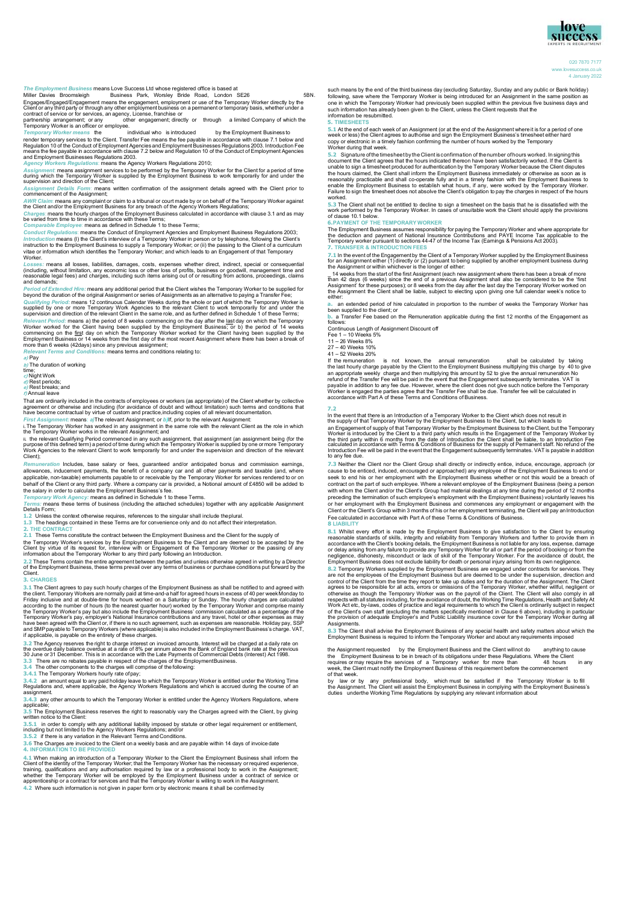*The Employment Business* means Love Success Ltd whose registered office is based at Miller Davies Broomsleigh Business Park, Worsley Bride Road, London SE26 5BN.

Engages/Engaged/Engagement means the engagement, employment or use of the Temporary Worker directly by the Client or any third party or through any other employment business on a permanent or temporary basis, whether under a contract of service or for services, an agency, License, franchise or partnership arrangement; or any other engagement; directly or through a limited Company of which the Temporary Worker is an officer or employee.

*Temporary Worker means* the individual who is introduced by the Employment Business to render temporary services to the Client. Transfer Fee means the fee payable in accordance with clause 7.1 below and Regulation 10 of the Conduct of Employment Agencies and Employment Businesses Regulations 2003. Introduction Fee means the fee payable in accordance with clause 7.2 below and Regulation 10 of the Conduct of Employment Agencies and Employment Businesses Regulations 2003.

*Agency Workers Regulations*: means the Agency Workers Regulations 2010;

*Assignment*: means assignment services to be performed by the Temporary Worker for the Client for a period of time during which the Temporary Worker is supplied by the Employment Business to work temporarily for and under the supervision and direction of the Client;

*Assignment Details Form*: means written confirmation of the assignment details agreed with the Client prior to commencement of the Assignment;

*AWR Claim*: means any complaint or claim to a tribunal or court made by or on behalf of the Temporary Worker against the Client and/or the Employment Business for any breach of the Agency Workers Regulations;

*Charges*: means the hourly charges of the Employment Business calculated in accordance with clause 3.1 and as may be varied from time to time in accordance with these Terms;

*Comparable Employee*: means as defined in Schedule 1 to these Terms;

*Conduct Regulations*: means the Conduct of Employment Agencies and Employment Business Regulations 2003;

*Introduction* means (i) the Client's interview of a Temporary Worker in person or by telephone, following the Client's instruction to the Employment Business to supply a Temporary Worker; or (ii) the passing to the Client of a curriculum vitae or information which identifies the Temporary Worker; and which leads to an Engagement of that Temporary Worker.

*Losses*: means all losses, liabilities, damages, costs, expenses whether direct, indirect, special or consequential (including, without limitation, any economic loss or other loss of profits, business or goodwill, management time and reasonable legal fees) and charges, including such items arising out of or resulting from actions, proceedings, claims and demands;

*Period of Extended Hire*: means any additional period that the Client wishes the Temporary Worker to be supplied for beyond the duration of the original Assignment or series of Assignments as an alternative to paying a Transfer Fee;

*Qualifying Period*: means 12 continuous Calendar Weeks during the whole or part of which the Temporary Worker is supplied by one or more Temporary Work Agencies to the relevant Client to work temporarily for and under the supervision and direction of the relevant Client in the same role, and as further defined in Schedule 1 of these Terms;

*Relevant Period*: means a) the period of 8 weeks commencing on the day after the last day on which the Temporary Worker worked for the Client having been supplied by the Employment Business; or b) the period of 14 weeks commencing on the first day on which the Temporary Worker worked for the Client having been supplied by the Employment Business or 14 weeks from the first day of the most recent Assignment where there has been a break of more than 6 weeks (42days) since any previous assignment;

*Relevant Terms and Conditions*: means terms and conditions relating to:

*a)* Pay

*b)* The duration of working time;

*c)* Night Work

*d)* Rest periods;

*e)* Rest breaks; and

*f)* Annual leave

That are ordinarily included in the contracts of employees or workers (as appropriate) of the Client whether by collective agreement or otherwise and including (for avoidance of doubt and without limitation) such terms and conditions that have become contractual by virtue of custom and practice,including copies of all relevant documentation.

*First Assignment*: means *a)*The relevant Assignment; or *b)*If, prior to the relevant Assignment:

i. The Temporary Worker has worked in any assignment in the same role with the relevant Client as the role in which the Temporary Worker works in the relevant Assignment; and

ii. the relevant Qualifying Period commenced in any such assignment, that assignment (an assignment being (for the purpose of this defined term) a period of time during which the Temporary Worker is supplied by one or more Temporary Work Agencies to the relevant Client to work temporarily for and under the supervision and direction of the relevant Client);

*Remuneration* Includes, base salary or fees, guaranteed and/or anticipated bonus and commission earnings, allowances, inducement payments, the benefit of a company car and all other payments and taxable (and, where applicable, non-taxable) emoluments payable to or receivable by the Temporary Worker for services rendered to or on behalf of the Client or any third party. Where a company car is provided, a Notional amount of £4850 will be added to the salary in order to calculate the Employment Business's fee.

*Temporary Work Agency*: means as defined in Schedule 1 to these Terms.

*Terms*: means these terms of business (including the attached schedules) together with any applicable Assignment Details Form;

**1.2** Unless the context otherwise requires, references to the singular shall include theplural.

**1.3** The headings contained in these Terms are for convenience only and do not affect their interpretation.

## 2. THE CONTRACT

**2.1** These Terms constitute the contract between the Employment Business and the Client for the supply of the Temporary Worker's services by the Employment Business to the Client and are deemed to be accepted by the Client by virtue of its request for, interview with or Engagement of the Temporary Worker or the passing of any information about the Temporary Worker to any third party following an Introduction.

**2.2** These Terms contain the entire agreement between the parties and unless otherwise agreed in writing by a Director of the Employment Business, these terms prevail over any terms of business or purchase conditions put forward by the Client.

## 3. CHARGES

**3.1** The Client agrees to pay such hourly charges of the Employment Business as shall be notified to and agreed with the client. Temporary Workers are normally paid at time-and-a half for agreed hours in excess of 40 per week Monday to Friday inclusive and at double-time for hours worked on a Saturday or Sunday. The hourly charges are calculated according to the number of hours (to the nearest quarter hour) worked by the Temporary Worker and comprise mainly the Temporary Worker's pay but also include the Employment Business' commission calculated as a percentage of the Temporary Worker's pay, employer's National Insurance contributions and any travel, hotel or other expenses as may have been agreed with the Client or, if there is no such agreement, such as expenses are reasonable. Holiday pay, SSP and SMP payable to Temporary Workers (where applicable) is also included in the Employment Business's charge. VAT, if applicable, is payable on the entirety of these charges.

**3.2** The Agency reserves the right to charge interest on invoiced amounts. Interest will be charged at a daily rate on the overdue daily balance overdue at a rate of 8% per annum above the Bank of England bank rate at the previous 30 June or 31 December. This is in accordance with the Late Payments of Commercial Debts (Interest) Act 1998.

**3.3** There are no rebates payable in respect of the charges of the EmploymentBusiness.

**3.4** The other components to the charges will comprise of the following:

**3.4.1** The Temporary Workers hourly rate ofpay;

**3.4.2** an amount equal to any paid holiday leave to which the Temporary Worker is entitled under the Working Time Regulations and, where applicable, the Agency Workers Regulations and which is accrued during the course of an assignment.

**3.4.3** any other amounts to which the Temporary Worker is entitled under the Agency Workers Regulations, where applicable;

**3.5** The Employment Business reserves the right to reasonably vary the Charges agreed with the Client, by giving written notice to the Client:

**3.5.1** in order to comply with any additional liability imposed by statute or other legal requirement or entitlement, including but not limited to the Agency Workers Regulations; and/or

**3.5.2** if there is any variation in the Relevant Terms and Conditions.

**3.6** The Charges are invoiced to the Client on a weekly basis and are payable within 14 days of invoice date

## 4. INFORMATION TO BE PROVIDED

**4.1** When making an introduction of a Temporary Worker to the Client the Employment Business shall inform the Client of the identity of the Temporary Worker; that the Temporary Worker has the necessary or required experience, training, qualifications and any authorisation required by law or a professional body to work in the Assignment; whether the Temporary Worker will be employed by the Employment Business under a contract of service or apprenticeship or a contract for services and that the Temporary Worker is willing to work in the Assignment.

**4.2** Where such information is not given in paper form or by electronic means it shall be confirmed by such means by the end of the third business day (excluding Saturday, Sunday and any public or Bank holiday) following, save where the Temporary Worker is being introduced for an Assignment in the same position as one in which the Temporary Worker had previously been supplied within the previous five business days and such information has already been given to the Client, unless the Client requests that the information be resubmitted.

## 5. TIMESHEETS

**5.1** At the end of each week of an Assignment (or at the end of the Assignment where it is for a period of one week or less) the Client agrees to authorise and sign the Employment Business's timesheet either hard copy or electronic in a timely fashion confirming the number of hours worked by the Temporary Worker during that week.

**5.2** Signature of the timesheet by the Client is confirmation of the number of hours worked. In signing this document the Client agrees that the hours indicated thereon have been satisfactorily worked. If the Client is unable to sign a timesheet produced for authentication by the Temporary Worker because the Client disputes the hours claimed, the Client shall inform the Employment Business immediately or otherwise as soon as is reasonably practicable and shall co-operate fully and in a timely fashion with the Employment Business to enable the Employment Business to establish what hours, if any, were worked by the Temporary Worker. Failure to sign the timesheet does not absolve the Client's obligation to pay the charges in respect of the hours worked.

**5.3** The Client shall not be entitled to decline to sign a timesheet on the basis that he is dissatisfied with the work performed by the Temporary Worker. In cases of unsuitable work the Client should apply the provisions of clause 10.1 below.

## 6. PAYMENT OF THE TEMPORARY WORKER

The Employment Business assumes responsibility for paying the Temporary Worker and where appropriate for the deduction and payment of National Insurance Contributions and PAYE Income Tax applicable to the Temporary worker pursuant to sections 44-47 of the Income Tax (Earnings & Pensions Act 2003).

## 7. TRANSFER & INTRODUCTION FEES

**7.1** In the event of the Engagement by the Client of a Temporary Worker supplied by the Employment Business for an Assignment either (1) directly or (2) pursuant to being supplied by another employment business during the Assignment or within whichever is the longer of either:

14 weeks from the start of the first Assignment (each new assignment where there has been a break of more than 42 days (6 weeks) since the end of a previous Assignment shall also be considered to be the 'first Assignment' for these purposes); or 8 weeks from the day after the last day the Temporary Worker worked on the Assignment the Client shall be liable, subject to electing upon giving one full calendar week's notice to either:

**a.** an extended period of hire calculated in proportion to the number of weeks the Temporary Worker has been supplied to the client; or

**b.** a Transfer Fee based on the Remuneration applicable during the first 12 months of the Engagement as follows:

Continuous Length of Assignment Discount off

Fee 1 – 10 Weeks 5%

11 – 26 Weeks 8%

27 – 40 Weeks 10%

41 – 52 Weeks 20%

If the remuneration is not known, the annual remuneration shall be calculated by taking the last hourly charge payable by the Client to the Employment Business multiplying this charge by 40 to give an appropriate weekly charge and then multiplying this amount by 52 to give the annual remuneration No refund of the Transfer Fee will be paid in the event that the Engagement subsequently terminates. VAT is payable in addition to any fee due. However, where the client does not give such notice before the Temporary Worker is engaged the parties agree that the Transfer Fee shall be due. Transfer fee will be calculated in accordance with Part A of these Terms and Conditions of Business.

**7.2**

In the event that there is an Introduction of a Temporary Worker to the Client which does not result in the supply of that Temporary Worker by the Employment Business to the Client, but which leads to an Engagement of supply of that Temporary Worker by the Employment Business to the Client, but the Temporary Worker is introduced by the Client to a third party which results in the Engagement of the Temporary Worker by the third party within 6 months from the date of Introduction the Client shall be liable, to an Introduction Fee calculated in accordance with Terms & Conditions of Business for the supply of Permanent staff. No refund of the Introduction Fee will be paid in the event that the Engagement subsequently terminates. VAT is payable in addition to any fee due.

**7.3** Neither the Client nor the Client Group shall directly or indirectly entice, induce, encourage, approach (or causes to be enticed, induced, encouraged or approached) any employee of the Employment Business to end or seek to end his or her employment with the Employment Business whether or not this would be a breach of contract on the part of such employee. Where a relevant employee of the Employment Business (being a person with whom the Client and/or the Client's Group had material dealings at any time during the period of 12 months preceding the termination of such employee's employment with the Employment Business) voluntarily leaves his or her employment with the Employment Business and commences any employment or engagement with the Client or the Client's Group within 3 months of his or her employment terminating, the Client will pay an Introduction Fee calculated in accordance with Part A of these Terms & Conditions of Business.

## 8 LIABILITY

**8.1** Whilst every effort is made by the Employment Business to give satisfaction to the Client by ensuring reasonable standards of skills, integrity and reliability from Temporary Workers and further to provide them in accordance with the Client's booking details, the Employment Business is not liable for any loss, expense, damage or delay arising from any failure to provide any Temporary Worker for all or part if the period of booking or from the negligence, dishonesty, misconduct or lack of skill of the Temporary Worker. For the avoidance of doubt, the Employment Business does not exclude liability for death or personal injury arising from its own negligence.

**8.2** Temporary Workers supplied by the Employment Business are engaged under contracts for services. They are not the employees of the Employment Business but are deemed to be under the supervision, direction and control of the Client from the time they report to take up duties and for the duration of the Assignment. The Client agrees to be responsible for all acts, errors or omissions of the Temporary Worker, whether willful, negligent or otherwise as though the Temporary Worker was on the payroll of the Client. The Client will also comply in all respects with all statutes including, for the avoidance of doubt, the Working Time Regulations, Health and Safety At Work Act etc, by-laws, codes of practice and legal requirements to which the Client is ordinarily subject in respect of the Client's own staff (excluding the matters specifically mentioned in Clause 6 above), including in particular the provision of adequate Employer's and Public Liability insurance cover for the Temporary Worker during all Assignments.

**8.3** The Client shall advise the Employment Business of any special health and safety matters about which the Employment Business is required to inform the Temporary Worker and about any requirements imposed by law or by any professional body, which must be satisfied if the Temporary Worker is to fill the Assignment requested by the Employment Business and the Client will not do anything to cause the Employment Business to be in breach of its obligations under these Regulations. Where the Client requires or may require the services of a Temporary worker for more than 48 hours in any week, the Client must notify the Employment Business of this requirement before the commencement of that week.

The Client will assist the Employment Business in complying with the Employment Business's duties under the Working Time Regulations by supplying any relevant information about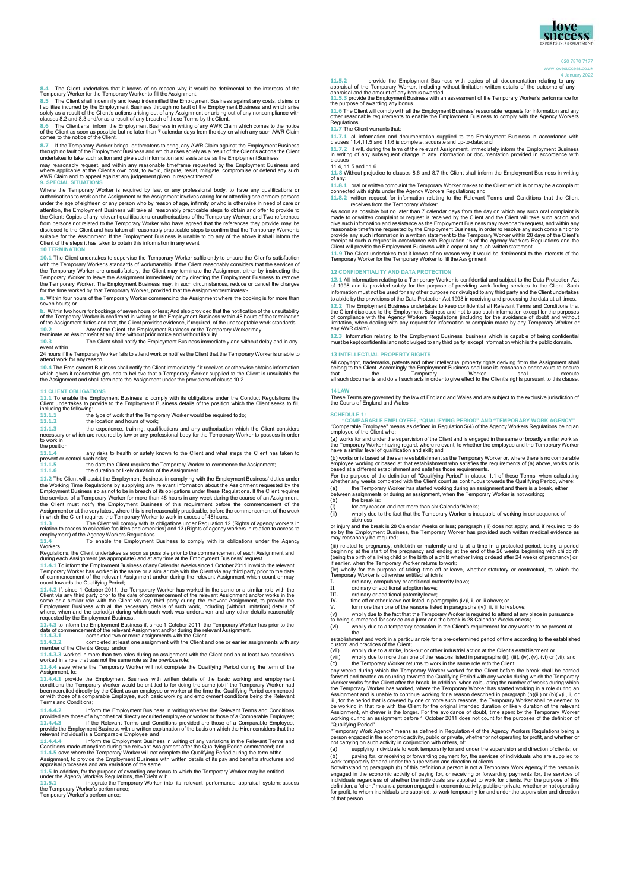**8.4** The Client undertakes that it knows of no reason why it would be detrimental to the interests of the Temporary Worker for the Temporary Worker to fill the Assignment.

**8.5** The Client shall indemnify and keep indemnified the Employment Business against any costs, claims or liabilities incurred by the Employment Business through no fault of the Employment Business and which arise solely as a result of the Client's actions arising out of any Assignment or arising out of any noncompliance with clauses 8.2 and 8.3 and/or as a result of any breach of these Terms by the Client.

**8.6** The Client shall inform the Employment Business in writing of any AWR Claim which comes to the notice of the Client as soon as possible but no later than 7 calendar days from the day on which any such AWR Claim comes to the notice of the Client.

**8.7** If the Temporary Worker brings, or threatens to bring, any AWR Claim against the Employment Business through no fault of the Employment Business and which arises solely as a result of the Client's actions the Client undertakes to take such action and give such information and assistance as the Employment Business may reasonably request, and within any reasonable timeframe requested by the Employment Business and where applicable at the Client's own cost, to avoid, dispute, resist, mitigate, compromise or defend any such AWR Claim and to appeal against any judgement given in respect thereof.

## 9. SPECIAL SITUATIONS

Where the Temporary Worker is required by law, or any professional body, to have any qualifications or authorisations to work on the Assignment or the Assignment involves caring for or attending one or more persons under the age of eighteen or any person who by reason of age, infirmity or who is otherwise in need of care or attention, the Employment Business will take all reasonably practicable steps to obtain and offer to provide to the Client: Copies of any relevant qualifications or authorisations of the Temporary Worker; and Two references from persons not related to the Temporary Worker who have agreed that the references they provide may be disclosed to the Client and has taken all reasonably practicable steps to confirm that the Temporary Worker is suitable for the Assignment. If the Employment Business is unable to do any of the above it shall inform the Client of the steps it has taken to obtain this information in any event.

## 10 TERMINATION

**10.1** The Client undertakes to supervise the Temporary Worker sufficiently to ensure the Client's satisfaction with the Temporary Worker's standards of workmanship. If the Client reasonably considers that the services of the Temporary Worker are unsatisfactory, the Client may terminate the Assignment either by instructing the Temporary Worker to leave the Assignment immediately or by directing the Employment Business to remove the Temporary Worker. The Employment Business may, in such circumstances, reduce or cancel the charges for the time worked by that Temporary Worker, provided that the Assignment terminates:-

**a.** Within four hours of the Temporary Worker commencing the Assignment where the booking is for more than seven hours; or

**b.** Within two hours for bookings of seven hours or less; And also provided that the notification of the unsuitability of the Temporary Worker is confirmed in writing to the Employment Business within 48 hours of the termination of the Assignment duties and that, the Client provides evidence, if required, of the unacceptable work standards.

**10.2** Any of the Client, the Employment Business or the Temporary Worker may terminate an Assignment at any time without prior notice and without liability.

**10.3** The Client shall notify the Employment Business immediately and without delay and in any event within 24 hours if the Temporary Worker fails to attend work or notifies the Client that the Temporary Worker is unable to attend work for any reason.

**10.4** The Employment Business shall notify the Client immediately if it receives or otherwise obtains information which gives it reasonable grounds to believe that a Temporary Worker supplied to the Client is unsuitable for the Assignment and shall terminate the Assignment under the provisions of clause 10.2.

## 11 CLIENT OBLIGATIONS

**11.1** To enable the Employment Business to comply with its obligations under the Conduct Regulations the Client undertakes to provide to the Employment Business details of the position which the Client seeks to fill, including the following:

**11.1.1** the type of work that the Temporary Worker would be required to do;

**11.1.2** the location and hours of work;

**11.1.3** the experience, training, qualifications and any authorisation which the Client considers necessary or which are required by law or any professional body for the Temporary Worker to possess in order to work in the position;

**11.1.4** any risks to health or safety known to the Client and what steps the Client has taken to prevent or control such risks;

**11.1.5** the date the Client requires the Temporary Worker to commence the Assignment;

**11.1.6** the duration or likely duration of the Assignment.

**11.2** The Client will assist the Employment Business in complying with the Employment Business' duties under the Working Time Regulations by supplying any relevant information about the Assignment requested by the Employment Business so as not to be in breach of its obligations under these Regulations. If the Client requires the services of a Temporary Worker for more than 48 hours in any week during the course of an Assignment, the Client must notify the Employment Business of this requirement before the commencement of the Assignment or at the very latest, where this is not reasonably practicable, before the commencement of the week in which the Client requires the Temporary Worker to work in excess of 48 hours.

**11.3** The Client will comply with its obligations under Regulation 12 (Rights of agency workers in relation to access to collective facilities and amenities) and 13 (Rights of agency workers in relation to access to employment) of the Agency Workers Regulations.

**11.4** To enable the Employment Business to comply with its obligations under the Agency Workers Regulations, the Client undertakes as soon as possible prior to the commencement of each Assignment and during each Assignment (as appropriate) and at any time at the Employment Business' request.

**11.4.1** To inform the Employment Business of any Calendar Weeks since 1 October 2011 in which the relevant Temporary Worker has worked in the same or a similar role with the Client via any third party prior to the date of commencement of the relevant Assignment and/or during the relevant Assignment which count or may count towards the Qualifying Period;

**11.4.2** If, since 1 October 2011, the Temporary Worker has worked in the same or a similar role with the Client via any third party prior to the date of commencement of the relevant Assignment and/or works in the same or a similar role with the Client via any third party during the relevant Assignment, to provide the Employment Business with all the necessary details of such work, including (without limitation) details of where, when and the period(s) during which such work was undertaken and any other details reasonably requested by the Employment Business.

**11.4.3** to inform the Employment Business if, since 1 October 2011, the Temporary Worker has prior to the date of commencement of the relevant Assignment and/or during the relevant Assignment.

**11.4.3.1** completed two or more assignments with the Client;

**11.4.3.2** completed at least one assignment with the Client and one or earlier assignments with any member of the Client's Group; and/or

**11.4.3.3** worked in more than two roles during an assignment with the Client and on at least two occasions worked in a role that was not the same role as the previous role;

**11.4.4** save where the Temporary Worker will not complete the Qualifying Period during the term of the Assignment, to:

**11.4.4.1** provide the Employment Business with written details of the basic working and employment conditions the Temporary Worker would be entitled to for doing the same job if the Temporary Worker had been recruited directly by the Client as an employee or worker at the time the Qualifying Period commenced or with those of a comparable Employee, such basic working and employment conditions being the Relevant Terms and Conditions;

**11.4.4.2** inform the Employment Business in writing whether the Relevant Terms and Conditions provided are those of a hypothetical directly recruited employee or worker or those of a Comparable Employee;

**11.4.4.3** if the Relevant Terms and Conditions provided are those of a Comparable Employee, provide the Employment Business with a written explanation of the basis on which the Hirer considers that the relevant individual is a Comparable Employee; and

**11.4.4.4** inform the Employment Business in writing of any variations in the Relevant Terms and Conditions made at anytime during the relevant Assignment after the Qualifying Period commenced; and

**11.4.5** save where the Temporary Worker will not complete the Qualifying Period during the term of the Assignment, to provide the Employment Business with written details of its pay and benefits structures and appraisal processes and any variations of the same.

**11.5** In addition, for the purpose of awarding any bonus to which the Temporary Worker may be entitled under the Agency Workers Regulations, the Client will:

**11.5.1** integrate the Temporary Worker into its relevant performance appraisal system; assess the Temporary Worker's performance;

**11.5.2** provide the Employment Business with copies of all documentation relating to any appraisal of the Temporary Worker, including without limitation written details of the outcome of any appraisal and the amount of any bonus awarded;

**11.5.3** provide the Employment Business with an assessment of the Temporary Worker's performance for the purpose of awarding any bonus.

**11.6** The Client will comply with all the Employment Business' reasonable requests for information and any other reasonable requirements to enable the Employment Business to comply with the Agency Workers Regulations.

**11.7** The Client warrants that:

**11.7.1** all information and documentation supplied to the Employment Business in accordance with clauses 11.4,11.5 and 11.6 is complete, accurate and up-to-date; and

**11.7.2** it will, during the term of the relevant Assignment, immediately inform the Employment Business in writing of any subsequent change in any information or documentation provided in accordance with clauses 11.4, 11.5 and 11.6

**11.8** Without prejudice to clauses 8.6 and 8.7 the Client shall inform the Employment Business in writing of any:

**11.8.1** oral or written complaint the Temporary Worker makes to the Client which is or may be a complaint connected with rights under the Agency Workers Regulations; and

**11.8.2** written request for information relating to the Relevant Terms and Conditions that the Client receives from the Temporary Worker:

As soon as possible but no later than 7 calendar days from the day on which any such oral complaint is made to or written complaint or request is received by the Client and the Client will take such action and give such information and assistance as the Employment Business may reasonably request, and within any reasonable timeframe requested by the Employment Business, in order to resolve any such complaint or to provide any such information in a written statement to the Temporary Worker within 28 days of the Client's receipt of such a request in accordance with Regulation 16 of the Agency Workers Regulations and the Client will provide the Employment Business with a copy of any such written statement.

**11.9** The Client undertakes that it knows of no reason why it would be detrimental to the interests of the Temporary Worker for the Temporary Worker to fill the Assignment.

## 12 CONFIDENTIALITY AND DATA PROTECTION

**12.1** All information relating to a Temporary Worker is confidential and subject to the Data Protection Act of 1998 and is provided solely for the purpose of providing work-finding services to the Client. Such information must not be used for any other purpose nor divulged to any third party and the Client undertakes to abide by the provisions of the Data Protection Act 1998 in receiving and processing the data at all times.

**12.2** The Employment Business undertakes to keep confidential all Relevant Terms and Conditions that the Client discloses to the Employment Business and not to use such information except for the purposes of compliance with the Agency Workers Regulations (including for the avoidance of doubt and without limitation, when dealing with any request for information or complain made by any Temporary Worker or any AWR claim).

**12.3** Information relating to the Employment Business which is capable of being confidential must be kept confidential and not divulged to any third party, except information which is the public domain.

## 13 INTELLECTUAL PROPERTY RIGHTS

All copyright, trademarks, patents and other intellectual property rights deriving from the Assignment shall belong to the Client. Accordingly the Employment Business shall use its reasonable endeavours to ensure that the Temporary Worker shall execute all such documents and do all such acts in order to give effect to the Client's rights pursuant to this clause.

## 14 LAW

These Terms are governed by the law of England and Wales and are subject to the exclusive jurisdiction of the Courts of England and Wales

## SCHEDULE 1:

### "COMPARABLE EMPLOYEEE, "QUALIFYING PERIOD" AND "TEMPORARY WORK AGENCY"

"Comparable Employee" means as defined in Regulation 5(4) of the Agency Workers Regulations being an employee of the Client who:

(a) works for and under the supervision of the Client and is engaged in the same or broadly similar work as the Temporary Worker having regard, where relevant, to whether the employee and the Temporary Worker have a similar level of qualification and skill; and

(b) works or is based at the same establishment as the Temporary Worker or, where there is no comparable employee working or based at that establishment who satisfies the requirements of (a) above, works or is based at a different establishment and satisfies those requirements.

For the purpose of the definition of "Qualifying Period" in clause 1.1 of these Terms, when calculating whether any weeks completed with the Client count as continuous towards the Qualifying Period, where:

(a) the Temporary Worker has started working during an assignment and there is a break, either between assignments or during an assignment, when the Temporary Worker is not working;

(b) the break is:

(i) for any reason and not more than six Calendar Weeks;

(ii) wholly due to the fact that the Temporary Worker is incapable of working in consequence of sickness or injury and the break is 28 Calendar Weeks or less; paragraph (iii) does not apply; and, if required to do so by the Employment Business, the Temporary Worker has provided such written medical evidence as may reasonably be required;

(iii) related to pregnancy, childbirth or maternity and is at a time in a protected period, being a period beginning at the start of the pregnancy and ending at the end of the 26 weeks beginning with childbirth (being the birth of a living child or the birth of a child whether living or dead after 24 weeks of pregnancy) or, if earlier, when the Temporary Worker returns to work;

(iv) wholly for the purpose of taking time off or leave, whether statutory or contractual, to which the Temporary Worker is otherwise entitled which is:

I. ordinary, compulsory or additional maternity leave;

II. ordinary or additional adoption leave;

III. ordinary or additional paternity leave;

IV. time off or other leave not listed in paragraphs (iv)i, ii, or iii above; or

V. for more than one of the reasons listed in paragraphs (iv)i, ii, iii to ivabove;

(v) wholly due to the fact that the Temporary Worker is required to attend at any place in pursuance to being summoned for service as a juror and the break is 28 Calendar Weeks or less;

(vi) wholly due to a temporary cessation in the Client's requirement for any worker to be present at the establishment and work in a particular role for a pre-determined period of time according to the established custom and practices of the Client;

(vii) wholly due to a strike, lock-out or other industrial action at the Client's establishment; or

(viii) wholly due to more than one of the reasons listed in paragraphs (ii), (iii), (iv), (v), (vi) or (vii); and

(c) the Temporary Worker returns to work in the same role with the Client,

any weeks during which the Temporary Worker worked for the Client before the break shall be carried forward and treated as counting towards the Qualifying Period with any weeks during which the Temporary Worker works for the Client after the break. In addition, when calculating the number of weeks during which the Temporary Worker has worked, where the Temporary Worker has started working in a role during an Assignment and is unable to continue working for a reason described in paragraph (b)(iii) or (b)(iv)i., ii, or iii., for the period that is covered by one or more such reasons, the Temporary Worker shall be deemed to be working in that role with the Client for the original intended duration or likely duration of the relevant Assignment, whichever is the longer. For the avoidance of doubt, time spent by the Temporary Worker working during an assignment before 1 October 2011 does not count for the purposes of the definition of "Qualifying Period".

"Temporary Work Agency" means as defined in Regulation 4 of the Agency Workers Regulations being a person engaged in the economic activity, public or private, whether or not operating for profit, and whether or not carrying on such activity in conjunction with others, of:

(a) supplying individuals to work temporarily for and under the supervision and direction of clients; or

(b) paying for, or receiving or forwarding payment for, the services of individuals who are supplied to work temporarily for and under the supervision and direction of clients.

Notwithstanding paragraph (b) of this definition a person is not a Temporary Work Agency if the person is engaged in the economic activity of paying for, or receiving or forwarding payments for, the services of individuals regardless of whether the individuals are supplied to work for clients. For the purpose of this definition, a "client" means a person engaged in economic activity, public or private, whether or not operating for profit, to whom individuals are supplied, to work temporarily for and under the supervision and direction of that person.